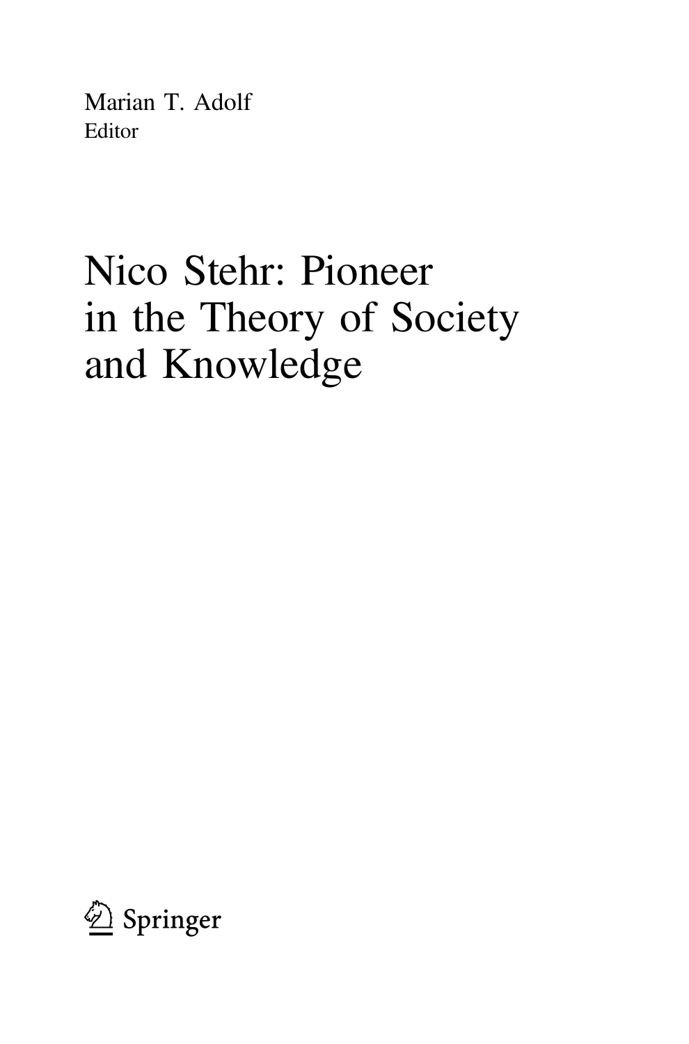Marian T. Adolf
Editor

# Nico Stehr: Pioneer in the Theory of Society and Knowledge

Springer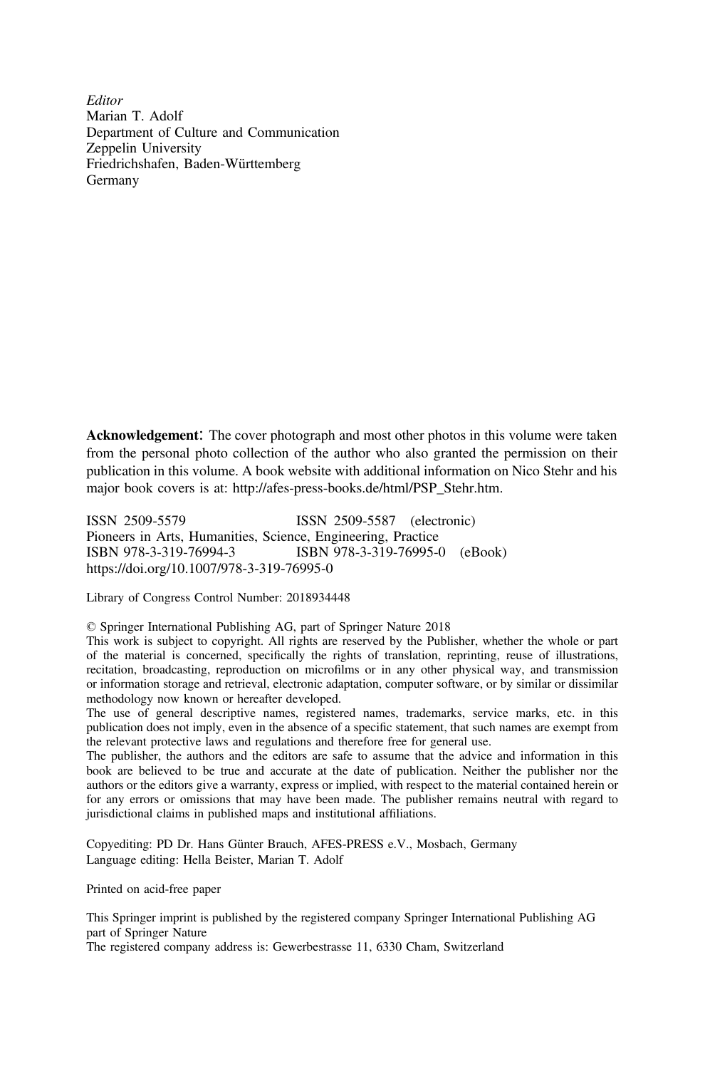*Editor*
Marian T. Adolf
Department of Culture and Communication
Zeppelin University
Friedrichshafen, Baden-Württemberg
Germany

**Acknowledgement**: The cover photograph and most other photos in this volume were taken from the personal photo collection of the author who also granted the permission on their publication in this volume. A book website with additional information on Nico Stehr and his major book covers is at: http://afes-press-books.de/html/PSP_Stehr.htm.

ISSN 2509-5579 ISSN 2509-5587 (electronic)
Pioneers in Arts, Humanities, Science, Engineering, Practice
ISBN 978-3-319-76994-3 ISBN 978-3-319-76995-0 (eBook)
https://doi.org/10.1007/978-3-319-76995-0

Library of Congress Control Number: 2018934448

© Springer International Publishing AG, part of Springer Nature 2018
This work is subject to copyright. All rights are reserved by the Publisher, whether the whole or part of the material is concerned, specifically the rights of translation, reprinting, reuse of illustrations, recitation, broadcasting, reproduction on microfilms or in any other physical way, and transmission or information storage and retrieval, electronic adaptation, computer software, or by similar or dissimilar methodology now known or hereafter developed.
The use of general descriptive names, registered names, trademarks, service marks, etc. in this publication does not imply, even in the absence of a specific statement, that such names are exempt from the relevant protective laws and regulations and therefore free for general use.
The publisher, the authors and the editors are safe to assume that the advice and information in this book are believed to be true and accurate at the date of publication. Neither the publisher nor the authors or the editors give a warranty, express or implied, with respect to the material contained herein or for any errors or omissions that may have been made. The publisher remains neutral with regard to jurisdictional claims in published maps and institutional affiliations.

Copyediting: PD Dr. Hans Günter Brauch, AFES-PRESS e.V., Mosbach, Germany
Language editing: Hella Beister, Marian T. Adolf

Printed on acid-free paper

This Springer imprint is published by the registered company Springer International Publishing AG part of Springer Nature
The registered company address is: Gewerbestrasse 11, 6330 Cham, Switzerland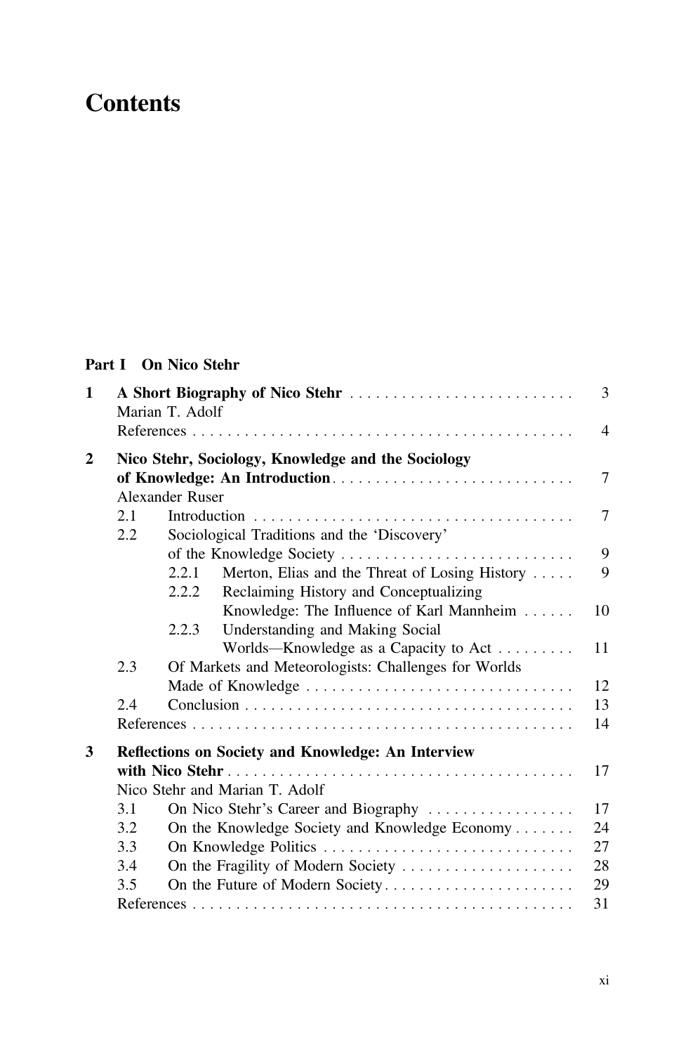# Contents

## Part I On Nico Stehr

**1 A Short Biography of Nico Stehr** ... 3
Marian T. Adolf
References ... 4

**2 Nico Stehr, Sociology, Knowledge and the Sociology of Knowledge: An Introduction** ... 7
Alexander Ruser
- 2.1 Introduction ... 7
- 2.2 Sociological Traditions and the 'Discovery' of the Knowledge Society ... 9
  - 2.2.1 Merton, Elias and the Threat of Losing History ... 9
  - 2.2.2 Reclaiming History and Conceptualizing Knowledge: The Influence of Karl Mannheim ... 10
  - 2.2.3 Understanding and Making Social Worlds—Knowledge as a Capacity to Act ... 11
- 2.3 Of Markets and Meteorologists: Challenges for Worlds Made of Knowledge ... 12
- 2.4 Conclusion ... 13

References ... 14

**3 Reflections on Society and Knowledge: An Interview with Nico Stehr** ... 17
Nico Stehr and Marian T. Adolf
- 3.1 On Nico Stehr's Career and Biography ... 17
- 3.2 On the Knowledge Society and Knowledge Economy ... 24
- 3.3 On Knowledge Politics ... 27
- 3.4 On the Fragility of Modern Society ... 28
- 3.5 On the Future of Modern Society ... 29

References ... 31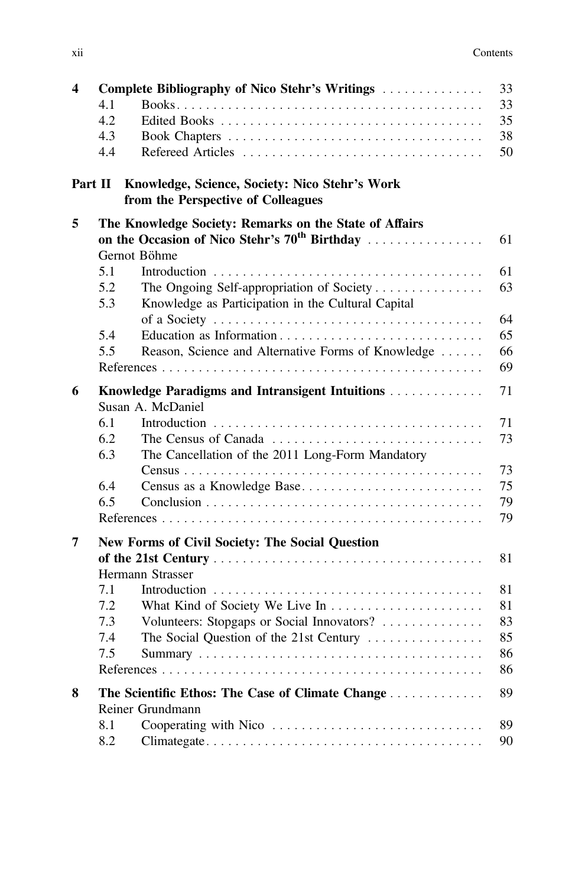4 **Complete Bibliography of Nico Stehr's Writings** . . . . . . . . . . . . . . 33
- 4.1 Books . . . . . . . . . . . . . . . . . . . . . . . . . . . . . . . . . . . . . . . . . . . 33
- 4.2 Edited Books . . . . . . . . . . . . . . . . . . . . . . . . . . . . . . . . . . . . . 35
- 4.3 Book Chapters . . . . . . . . . . . . . . . . . . . . . . . . . . . . . . . . . . . . 38
- 4.4 Refereed Articles . . . . . . . . . . . . . . . . . . . . . . . . . . . . . . . . . 50

**Part II Knowledge, Science, Society: Nico Stehr's Work from the Perspective of Colleagues**

5 **The Knowledge Society: Remarks on the State of Affairs on the Occasion of Nico Stehr's 70th Birthday** . . . . . . . . . . . . . . . . 61
Gernot Böhme
- 5.1 Introduction . . . . . . . . . . . . . . . . . . . . . . . . . . . . . . . . . . . . . . 61
- 5.2 The Ongoing Self-appropriation of Society . . . . . . . . . . . . . . . 63
- 5.3 Knowledge as Participation in the Cultural Capital of a Society . . . . . . . . . . . . . . . . . . . . . . . . . . . . . . . . . . . . . 64
- 5.4 Education as Information . . . . . . . . . . . . . . . . . . . . . . . . . . . . 65
- 5.5 Reason, Science and Alternative Forms of Knowledge . . . . . . 66
- References . . . . . . . . . . . . . . . . . . . . . . . . . . . . . . . . . . . . . . . . . . . . 69

6 **Knowledge Paradigms and Intransigent Intuitions** . . . . . . . . . . . . . 71
Susan A. McDaniel
- 6.1 Introduction . . . . . . . . . . . . . . . . . . . . . . . . . . . . . . . . . . . . . . 71
- 6.2 The Census of Canada . . . . . . . . . . . . . . . . . . . . . . . . . . . . . 73
- 6.3 The Cancellation of the 2011 Long-Form Mandatory Census . . . . . . . . . . . . . . . . . . . . . . . . . . . . . . . . . . . . . . . . . 73
- 6.4 Census as a Knowledge Base . . . . . . . . . . . . . . . . . . . . . . . . . 75
- 6.5 Conclusion . . . . . . . . . . . . . . . . . . . . . . . . . . . . . . . . . . . . . . . 79
- References . . . . . . . . . . . . . . . . . . . . . . . . . . . . . . . . . . . . . . . . . . . . 79

7 **New Forms of Civil Society: The Social Question of the 21st Century** . . . . . . . . . . . . . . . . . . . . . . . . . . . . . . . . . . . . . 81
Hermann Strasser
- 7.1 Introduction . . . . . . . . . . . . . . . . . . . . . . . . . . . . . . . . . . . . . . 81
- 7.2 What Kind of Society We Live In . . . . . . . . . . . . . . . . . . . . . 81
- 7.3 Volunteers: Stopgaps or Social Innovators? . . . . . . . . . . . . . . 83
- 7.4 The Social Question of the 21st Century . . . . . . . . . . . . . . . . 85
- 7.5 Summary . . . . . . . . . . . . . . . . . . . . . . . . . . . . . . . . . . . . . . . . 86
- References . . . . . . . . . . . . . . . . . . . . . . . . . . . . . . . . . . . . . . . . . . . . 86

8 **The Scientific Ethos: The Case of Climate Change** . . . . . . . . . . . . . 89
Reiner Grundmann
- 8.1 Cooperating with Nico . . . . . . . . . . . . . . . . . . . . . . . . . . . . . 89
- 8.2 Climategate . . . . . . . . . . . . . . . . . . . . . . . . . . . . . . . . . . . . . . 90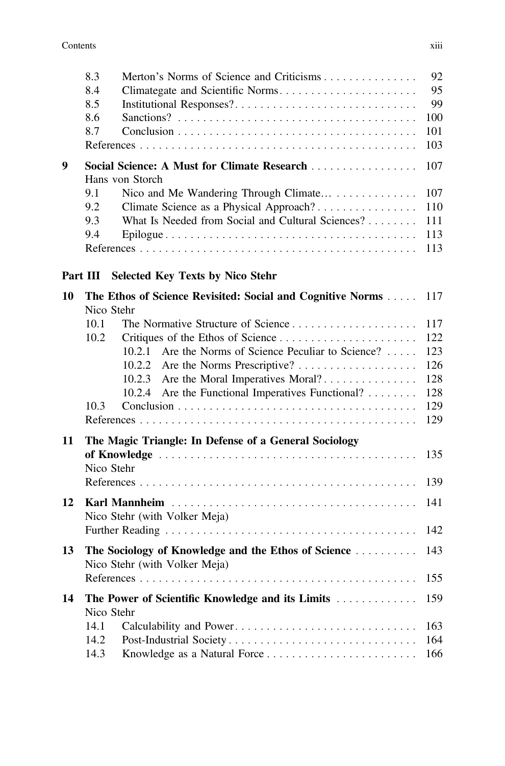8.3 Merton's Norms of Science and Criticisms . . . . . . . . . . . . . . . 92
8.4 Climategate and Scientific Norms. . . . . . . . . . . . . . . . . . . . . . . 95
8.5 Institutional Responses?. . . . . . . . . . . . . . . . . . . . . . . . . . . . . 99
8.6 Sanctions? . . . . . . . . . . . . . . . . . . . . . . . . . . . . . . . . . . . . . . 100
8.7 Conclusion . . . . . . . . . . . . . . . . . . . . . . . . . . . . . . . . . . . . . . 101
References . . . . . . . . . . . . . . . . . . . . . . . . . . . . . . . . . . . . . . . . . . . . 103

**9 Social Science: A Must for Climate Research** . . . . . . . . . . . . . . . . . 107
Hans von Storch
9.1 Nico and Me Wandering Through Climate… . . . . . . . . . . . . . . 107
9.2 Climate Science as a Physical Approach? . . . . . . . . . . . . . . . . 110
9.3 What Is Needed from Social and Cultural Sciences? . . . . . . . . 111
9.4 Epilogue . . . . . . . . . . . . . . . . . . . . . . . . . . . . . . . . . . . . . . . . 113
References . . . . . . . . . . . . . . . . . . . . . . . . . . . . . . . . . . . . . . . . . . . . 113

**Part III Selected Key Texts by Nico Stehr**

**10 The Ethos of Science Revisited: Social and Cognitive Norms** . . . . . 117
Nico Stehr
10.1 The Normative Structure of Science . . . . . . . . . . . . . . . . . . . . 117
10.2 Critiques of the Ethos of Science . . . . . . . . . . . . . . . . . . . . . . 122
10.2.1 Are the Norms of Science Peculiar to Science? . . . . . 123
10.2.2 Are the Norms Prescriptive? . . . . . . . . . . . . . . . . . . . 126
10.2.3 Are the Moral Imperatives Moral? . . . . . . . . . . . . . . . 128
10.2.4 Are the Functional Imperatives Functional? . . . . . . . . 128
10.3 Conclusion . . . . . . . . . . . . . . . . . . . . . . . . . . . . . . . . . . . . . . 129
References . . . . . . . . . . . . . . . . . . . . . . . . . . . . . . . . . . . . . . . . . . . . 129

**11 The Magic Triangle: In Defense of a General Sociology of Knowledge** . . . . . . . . . . . . . . . . . . . . . . . . . . . . . . . . . . . . . . . . . . 135
Nico Stehr
References . . . . . . . . . . . . . . . . . . . . . . . . . . . . . . . . . . . . . . . . . . . . 139

**12 Karl Mannheim** . . . . . . . . . . . . . . . . . . . . . . . . . . . . . . . . . . . . . . . 141
Nico Stehr (with Volker Meja)
Further Reading . . . . . . . . . . . . . . . . . . . . . . . . . . . . . . . . . . . . . . . . . 142

**13 The Sociology of Knowledge and the Ethos of Science** . . . . . . . . . . 143
Nico Stehr (with Volker Meja)
References . . . . . . . . . . . . . . . . . . . . . . . . . . . . . . . . . . . . . . . . . . . . 155

**14 The Power of Scientific Knowledge and its Limits** . . . . . . . . . . . . . 159
Nico Stehr
14.1 Calculability and Power. . . . . . . . . . . . . . . . . . . . . . . . . . . . . . 163
14.2 Post-Industrial Society . . . . . . . . . . . . . . . . . . . . . . . . . . . . . . . 164
14.3 Knowledge as a Natural Force . . . . . . . . . . . . . . . . . . . . . . . . . 166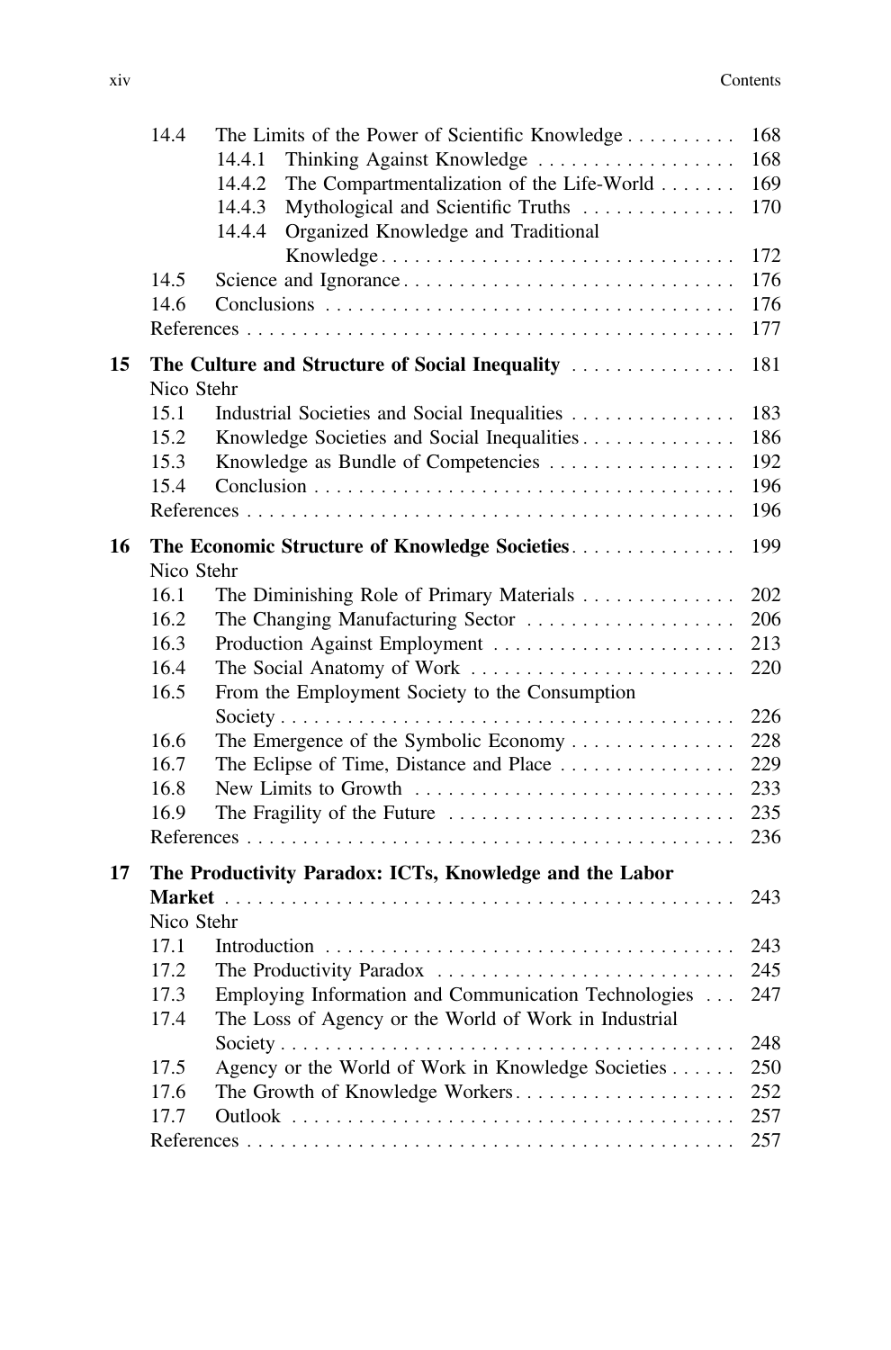| | | | |
|---|---|---|---|
| | 14.4 | The Limits of the Power of Scientific Knowledge | 168 |
| | | 14.4.1 Thinking Against Knowledge | 168 |
| | | 14.4.2 The Compartmentalization of the Life-World | 169 |
| | | 14.4.3 Mythological and Scientific Truths | 170 |
| | | 14.4.4 Organized Knowledge and Traditional Knowledge | 172 |
| | 14.5 | Science and Ignorance | 176 |
| | 14.6 | Conclusions | 176 |
| | | References | 177 |
| **15** | **The Culture and Structure of Social Inequality** | | 181 |
| | Nico Stehr | | |
| | 15.1 | Industrial Societies and Social Inequalities | 183 |
| | 15.2 | Knowledge Societies and Social Inequalities | 186 |
| | 15.3 | Knowledge as Bundle of Competencies | 192 |
| | 15.4 | Conclusion | 196 |
| | | References | 196 |
| **16** | **The Economic Structure of Knowledge Societies** | | 199 |
| | Nico Stehr | | |
| | 16.1 | The Diminishing Role of Primary Materials | 202 |
| | 16.2 | The Changing Manufacturing Sector | 206 |
| | 16.3 | Production Against Employment | 213 |
| | 16.4 | The Social Anatomy of Work | 220 |
| | 16.5 | From the Employment Society to the Consumption Society | 226 |
| | 16.6 | The Emergence of the Symbolic Economy | 228 |
| | 16.7 | The Eclipse of Time, Distance and Place | 229 |
| | 16.8 | New Limits to Growth | 233 |
| | 16.9 | The Fragility of the Future | 235 |
| | | References | 236 |
| **17** | **The Productivity Paradox: ICTs, Knowledge and the Labor Market** | | 243 |
| | Nico Stehr | | |
| | 17.1 | Introduction | 243 |
| | 17.2 | The Productivity Paradox | 245 |
| | 17.3 | Employing Information and Communication Technologies | 247 |
| | 17.4 | The Loss of Agency or the World of Work in Industrial Society | 248 |
| | 17.5 | Agency or the World of Work in Knowledge Societies | 250 |
| | 17.6 | The Growth of Knowledge Workers | 252 |
| | 17.7 | Outlook | 257 |
| | | References | 257 |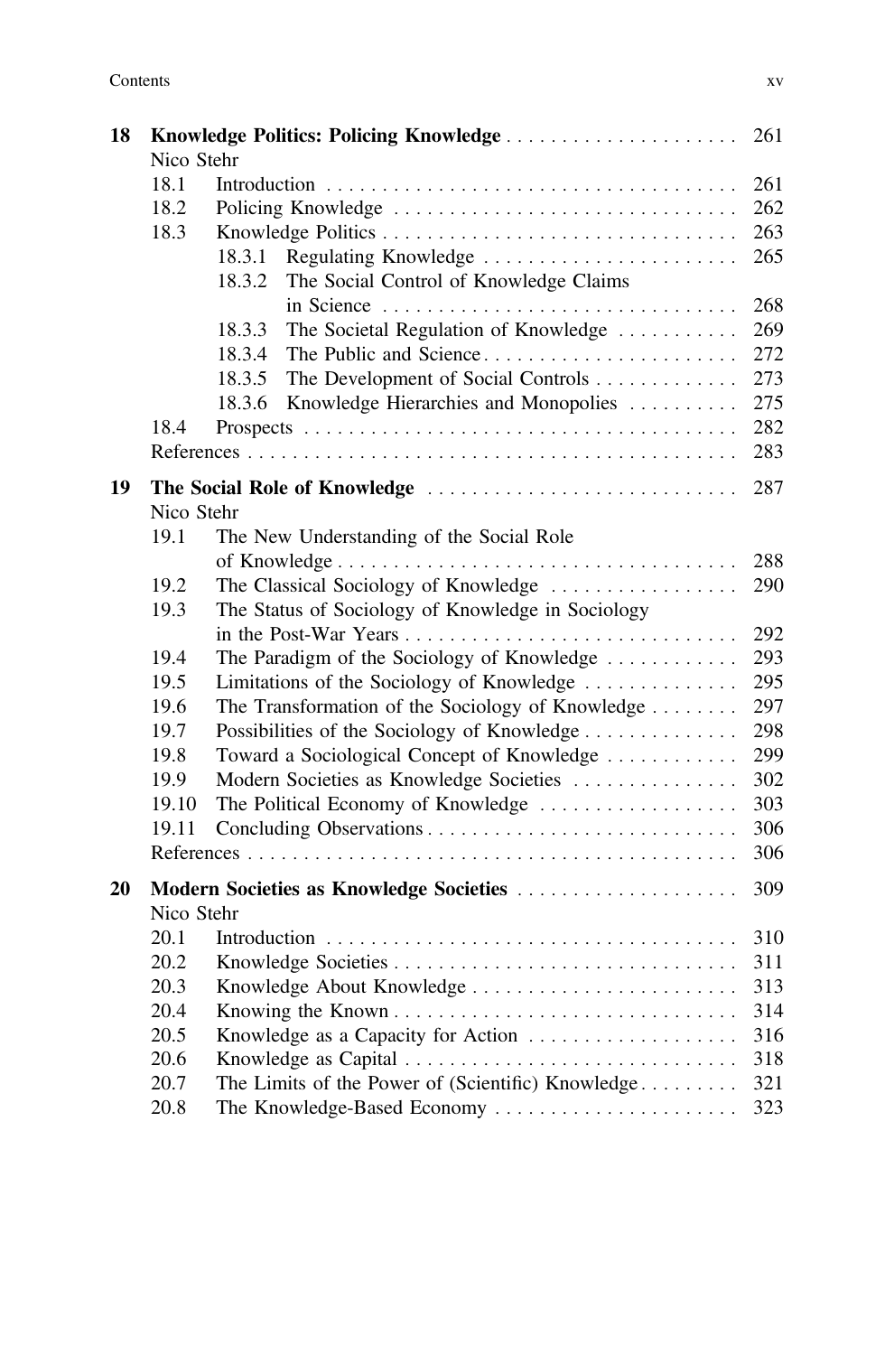**18 Knowledge Politics: Policing Knowledge** ..... 261
Nico Stehr

- 18.1 Introduction ..... 261
- 18.2 Policing Knowledge ..... 262
- 18.3 Knowledge Politics ..... 263
  - 18.3.1 Regulating Knowledge ..... 265
  - 18.3.2 The Social Control of Knowledge Claims in Science ..... 268
  - 18.3.3 The Societal Regulation of Knowledge ..... 269
  - 18.3.4 The Public and Science ..... 272
  - 18.3.5 The Development of Social Controls ..... 273
  - 18.3.6 Knowledge Hierarchies and Monopolies ..... 275
- 18.4 Prospects ..... 282
- References ..... 283

**19 The Social Role of Knowledge** ..... 287
Nico Stehr

- 19.1 The New Understanding of the Social Role of Knowledge ..... 288
- 19.2 The Classical Sociology of Knowledge ..... 290
- 19.3 The Status of Sociology of Knowledge in Sociology in the Post-War Years ..... 292
- 19.4 The Paradigm of the Sociology of Knowledge ..... 293
- 19.5 Limitations of the Sociology of Knowledge ..... 295
- 19.6 The Transformation of the Sociology of Knowledge ..... 297
- 19.7 Possibilities of the Sociology of Knowledge ..... 298
- 19.8 Toward a Sociological Concept of Knowledge ..... 299
- 19.9 Modern Societies as Knowledge Societies ..... 302
- 19.10 The Political Economy of Knowledge ..... 303
- 19.11 Concluding Observations ..... 306
- References ..... 306

**20 Modern Societies as Knowledge Societies** ..... 309
Nico Stehr

- 20.1 Introduction ..... 310
- 20.2 Knowledge Societies ..... 311
- 20.3 Knowledge About Knowledge ..... 313
- 20.4 Knowing the Known ..... 314
- 20.5 Knowledge as a Capacity for Action ..... 316
- 20.6 Knowledge as Capital ..... 318
- 20.7 The Limits of the Power of (Scientific) Knowledge ..... 321
- 20.8 The Knowledge-Based Economy ..... 323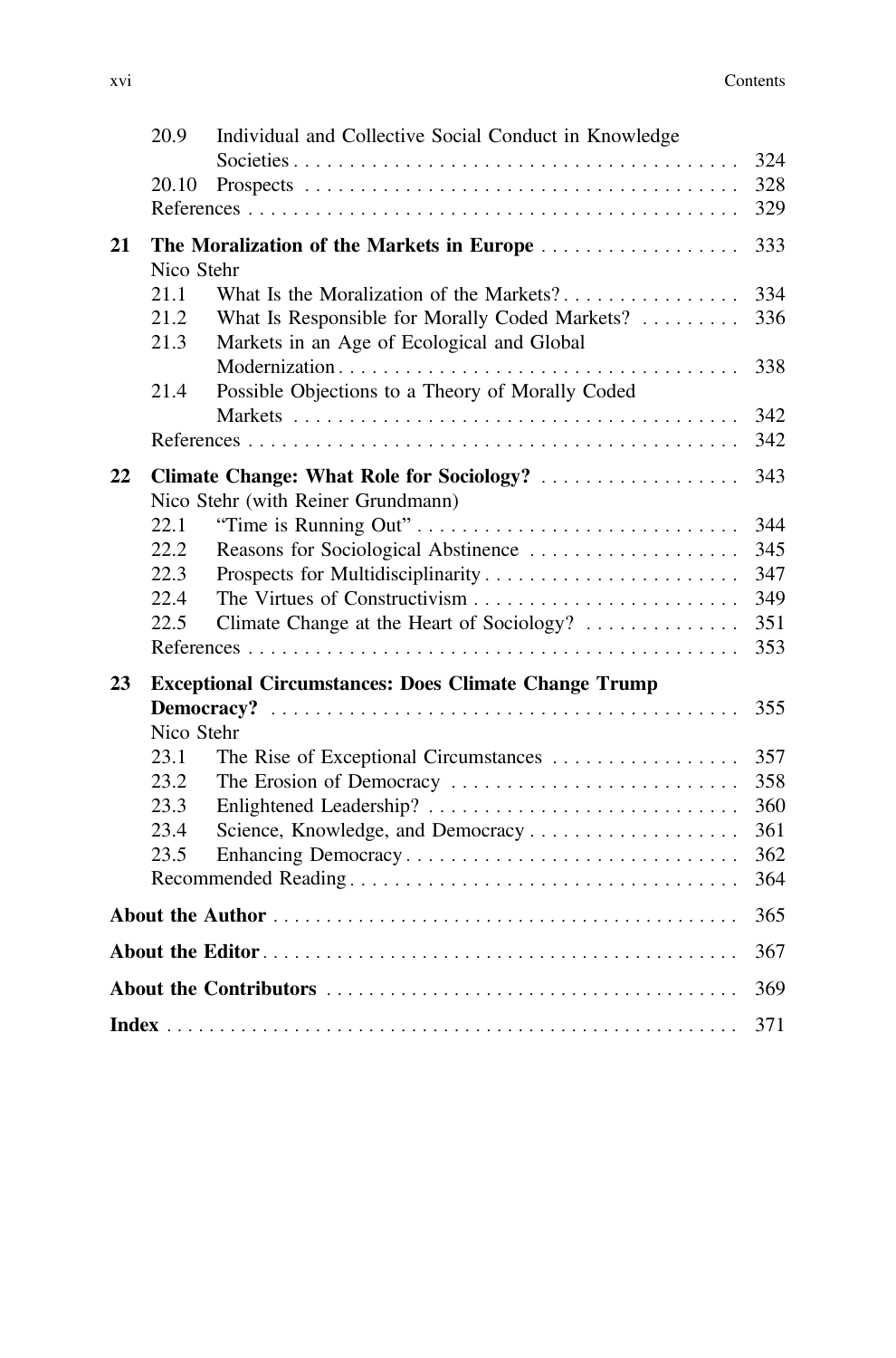20.9 Individual and Collective Social Conduct in Knowledge Societies . . . . . 324
20.10 Prospects . . . . . 328
References . . . . . 329

**21 The Moralization of the Markets in Europe** . . . . . 333
Nico Stehr
21.1 What Is the Moralization of the Markets? . . . . . 334
21.2 What Is Responsible for Morally Coded Markets? . . . . . 336
21.3 Markets in an Age of Ecological and Global Modernization . . . . . 338
21.4 Possible Objections to a Theory of Morally Coded Markets . . . . . 342
References . . . . . 342

**22 Climate Change: What Role for Sociology?** . . . . . 343
Nico Stehr (with Reiner Grundmann)
22.1 "Time is Running Out" . . . . . 344
22.2 Reasons for Sociological Abstinence . . . . . 345
22.3 Prospects for Multidisciplinarity . . . . . 347
22.4 The Virtues of Constructivism . . . . . 349
22.5 Climate Change at the Heart of Sociology? . . . . . 351
References . . . . . 353

**23 Exceptional Circumstances: Does Climate Change Trump Democracy?** . . . . . 355
Nico Stehr
23.1 The Rise of Exceptional Circumstances . . . . . 357
23.2 The Erosion of Democracy . . . . . 358
23.3 Enlightened Leadership? . . . . . 360
23.4 Science, Knowledge, and Democracy . . . . . 361
23.5 Enhancing Democracy . . . . . 362
Recommended Reading . . . . . 364

**About the Author** . . . . . 365

**About the Editor** . . . . . 367

**About the Contributors** . . . . . 369

**Index** . . . . . 371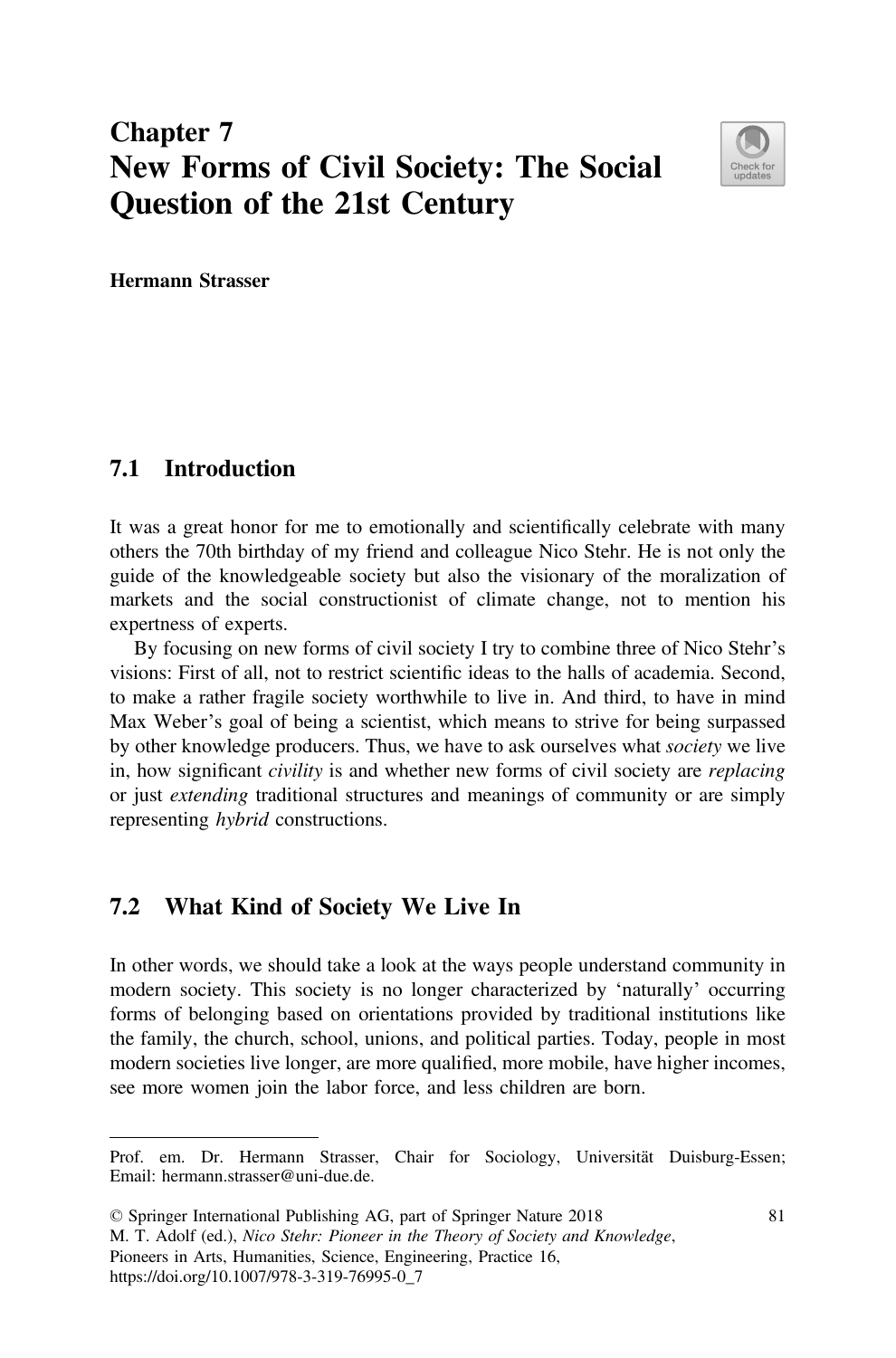# Chapter 7
# New Forms of Civil Society: The Social Question of the 21st Century

**Hermann Strasser**

## 7.1 Introduction

It was a great honor for me to emotionally and scientifically celebrate with many others the 70th birthday of my friend and colleague Nico Stehr. He is not only the guide of the knowledgeable society but also the visionary of the moralization of markets and the social constructionist of climate change, not to mention his expertness of experts.

By focusing on new forms of civil society I try to combine three of Nico Stehr's visions: First of all, not to restrict scientific ideas to the halls of academia. Second, to make a rather fragile society worthwhile to live in. And third, to have in mind Max Weber's goal of being a scientist, which means to strive for being surpassed by other knowledge producers. Thus, we have to ask ourselves what *society* we live in, how significant *civility* is and whether new forms of civil society are *replacing* or just *extending* traditional structures and meanings of community or are simply representing *hybrid* constructions.

## 7.2 What Kind of Society We Live In

In other words, we should take a look at the ways people understand community in modern society. This society is no longer characterized by 'naturally' occurring forms of belonging based on orientations provided by traditional institutions like the family, the church, school, unions, and political parties. Today, people in most modern societies live longer, are more qualified, more mobile, have higher incomes, see more women join the labor force, and less children are born.

---

Prof. em. Dr. Hermann Strasser, Chair for Sociology, Universität Duisburg-Essen; Email: hermann.strasser@uni-due.de.

© Springer International Publishing AG, part of Springer Nature 2018
M. T. Adolf (ed.), *Nico Stehr: Pioneer in the Theory of Society and Knowledge*, Pioneers in Arts, Humanities, Science, Engineering, Practice 16,
https://doi.org/10.1007/978-3-319-76995-0_7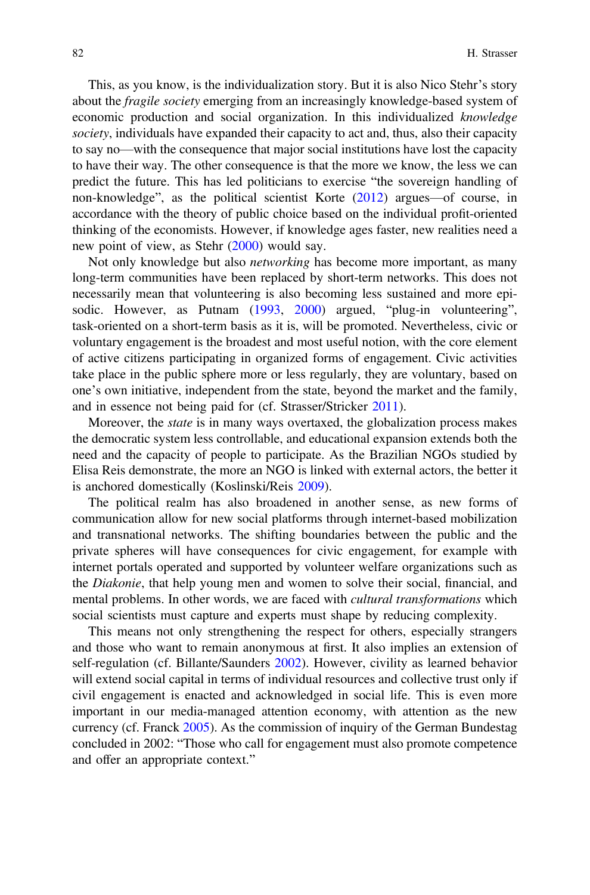This, as you know, is the individualization story. But it is also Nico Stehr's story about the *fragile society* emerging from an increasingly knowledge-based system of economic production and social organization. In this individualized *knowledge society*, individuals have expanded their capacity to act and, thus, also their capacity to say no—with the consequence that major social institutions have lost the capacity to have their way. The other consequence is that the more we know, the less we can predict the future. This has led politicians to exercise "the sovereign handling of non-knowledge", as the political scientist Korte (2012) argues—of course, in accordance with the theory of public choice based on the individual profit-oriented thinking of the economists. However, if knowledge ages faster, new realities need a new point of view, as Stehr (2000) would say.

Not only knowledge but also *networking* has become more important, as many long-term communities have been replaced by short-term networks. This does not necessarily mean that volunteering is also becoming less sustained and more episodic. However, as Putnam (1993, 2000) argued, "plug-in volunteering", task-oriented on a short-term basis as it is, will be promoted. Nevertheless, civic or voluntary engagement is the broadest and most useful notion, with the core element of active citizens participating in organized forms of engagement. Civic activities take place in the public sphere more or less regularly, they are voluntary, based on one's own initiative, independent from the state, beyond the market and the family, and in essence not being paid for (cf. Strasser/Stricker 2011).

Moreover, the *state* is in many ways overtaxed, the globalization process makes the democratic system less controllable, and educational expansion extends both the need and the capacity of people to participate. As the Brazilian NGOs studied by Elisa Reis demonstrate, the more an NGO is linked with external actors, the better it is anchored domestically (Koslinski/Reis 2009).

The political realm has also broadened in another sense, as new forms of communication allow for new social platforms through internet-based mobilization and transnational networks. The shifting boundaries between the public and the private spheres will have consequences for civic engagement, for example with internet portals operated and supported by volunteer welfare organizations such as the *Diakonie*, that help young men and women to solve their social, financial, and mental problems. In other words, we are faced with *cultural transformations* which social scientists must capture and experts must shape by reducing complexity.

This means not only strengthening the respect for others, especially strangers and those who want to remain anonymous at first. It also implies an extension of self-regulation (cf. Billante/Saunders 2002). However, civility as learned behavior will extend social capital in terms of individual resources and collective trust only if civil engagement is enacted and acknowledged in social life. This is even more important in our media-managed attention economy, with attention as the new currency (cf. Franck 2005). As the commission of inquiry of the German Bundestag concluded in 2002: "Those who call for engagement must also promote competence and offer an appropriate context."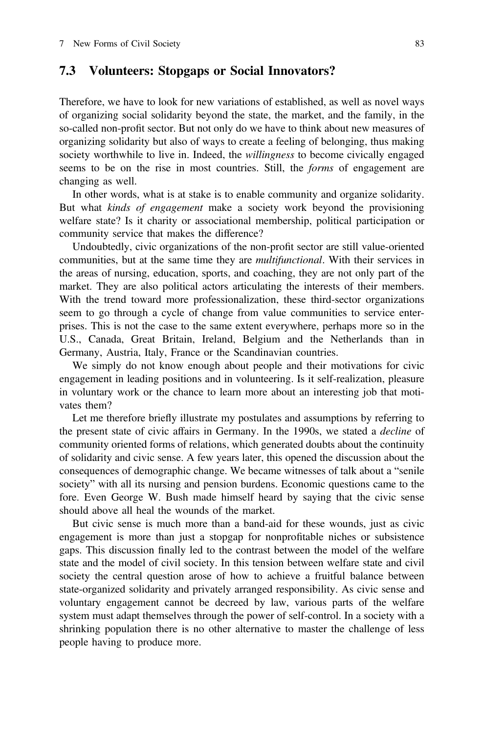## 7.3 Volunteers: Stopgaps or Social Innovators?

Therefore, we have to look for new variations of established, as well as novel ways of organizing social solidarity beyond the state, the market, and the family, in the so-called non-profit sector. But not only do we have to think about new measures of organizing solidarity but also of ways to create a feeling of belonging, thus making society worthwhile to live in. Indeed, the *willingness* to become civically engaged seems to be on the rise in most countries. Still, the *forms* of engagement are changing as well.

In other words, what is at stake is to enable community and organize solidarity. But what *kinds of engagement* make a society work beyond the provisioning welfare state? Is it charity or associational membership, political participation or community service that makes the difference?

Undoubtedly, civic organizations of the non-profit sector are still value-oriented communities, but at the same time they are *multifunctional*. With their services in the areas of nursing, education, sports, and coaching, they are not only part of the market. They are also political actors articulating the interests of their members. With the trend toward more professionalization, these third-sector organizations seem to go through a cycle of change from value communities to service enterprises. This is not the case to the same extent everywhere, perhaps more so in the U.S., Canada, Great Britain, Ireland, Belgium and the Netherlands than in Germany, Austria, Italy, France or the Scandinavian countries.

We simply do not know enough about people and their motivations for civic engagement in leading positions and in volunteering. Is it self-realization, pleasure in voluntary work or the chance to learn more about an interesting job that motivates them?

Let me therefore briefly illustrate my postulates and assumptions by referring to the present state of civic affairs in Germany. In the 1990s, we stated a *decline* of community oriented forms of relations, which generated doubts about the continuity of solidarity and civic sense. A few years later, this opened the discussion about the consequences of demographic change. We became witnesses of talk about a "senile society" with all its nursing and pension burdens. Economic questions came to the fore. Even George W. Bush made himself heard by saying that the civic sense should above all heal the wounds of the market.

But civic sense is much more than a band-aid for these wounds, just as civic engagement is more than just a stopgap for nonprofitable niches or subsistence gaps. This discussion finally led to the contrast between the model of the welfare state and the model of civil society. In this tension between welfare state and civil society the central question arose of how to achieve a fruitful balance between state-organized solidarity and privately arranged responsibility. As civic sense and voluntary engagement cannot be decreed by law, various parts of the welfare system must adapt themselves through the power of self-control. In a society with a shrinking population there is no other alternative to master the challenge of less people having to produce more.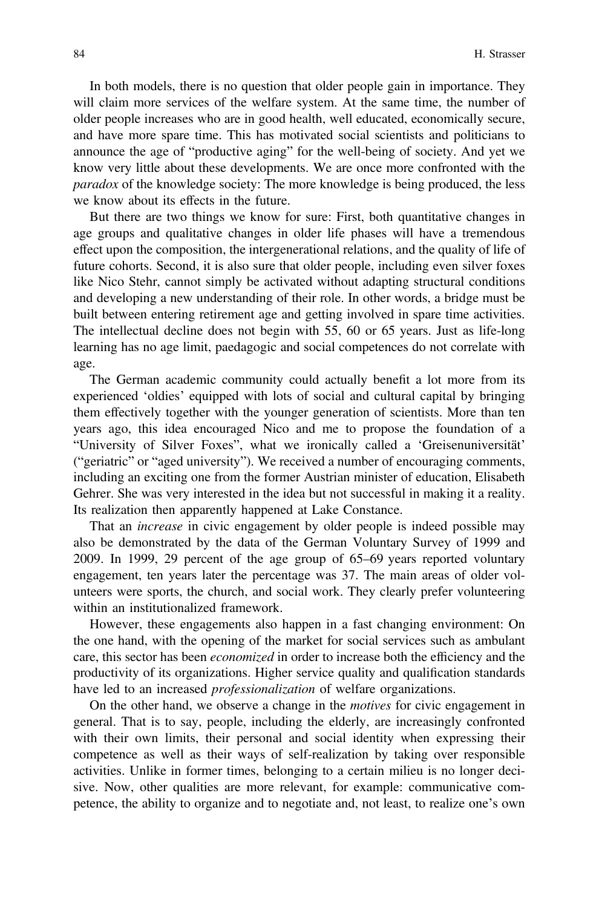In both models, there is no question that older people gain in importance. They will claim more services of the welfare system. At the same time, the number of older people increases who are in good health, well educated, economically secure, and have more spare time. This has motivated social scientists and politicians to announce the age of "productive aging" for the well-being of society. And yet we know very little about these developments. We are once more confronted with the *paradox* of the knowledge society: The more knowledge is being produced, the less we know about its effects in the future.

But there are two things we know for sure: First, both quantitative changes in age groups and qualitative changes in older life phases will have a tremendous effect upon the composition, the intergenerational relations, and the quality of life of future cohorts. Second, it is also sure that older people, including even silver foxes like Nico Stehr, cannot simply be activated without adapting structural conditions and developing a new understanding of their role. In other words, a bridge must be built between entering retirement age and getting involved in spare time activities. The intellectual decline does not begin with 55, 60 or 65 years. Just as life-long learning has no age limit, paedagogic and social competences do not correlate with age.

The German academic community could actually benefit a lot more from its experienced 'oldies' equipped with lots of social and cultural capital by bringing them effectively together with the younger generation of scientists. More than ten years ago, this idea encouraged Nico and me to propose the foundation of a "University of Silver Foxes", what we ironically called a 'Greisenuniversität' ("geriatric" or "aged university"). We received a number of encouraging comments, including an exciting one from the former Austrian minister of education, Elisabeth Gehrer. She was very interested in the idea but not successful in making it a reality. Its realization then apparently happened at Lake Constance.

That an *increase* in civic engagement by older people is indeed possible may also be demonstrated by the data of the German Voluntary Survey of 1999 and 2009. In 1999, 29 percent of the age group of 65–69 years reported voluntary engagement, ten years later the percentage was 37. The main areas of older volunteers were sports, the church, and social work. They clearly prefer volunteering within an institutionalized framework.

However, these engagements also happen in a fast changing environment: On the one hand, with the opening of the market for social services such as ambulant care, this sector has been *economized* in order to increase both the efficiency and the productivity of its organizations. Higher service quality and qualification standards have led to an increased *professionalization* of welfare organizations.

On the other hand, we observe a change in the *motives* for civic engagement in general. That is to say, people, including the elderly, are increasingly confronted with their own limits, their personal and social identity when expressing their competence as well as their ways of self-realization by taking over responsible activities. Unlike in former times, belonging to a certain milieu is no longer decisive. Now, other qualities are more relevant, for example: communicative competence, the ability to organize and to negotiate and, not least, to realize one's own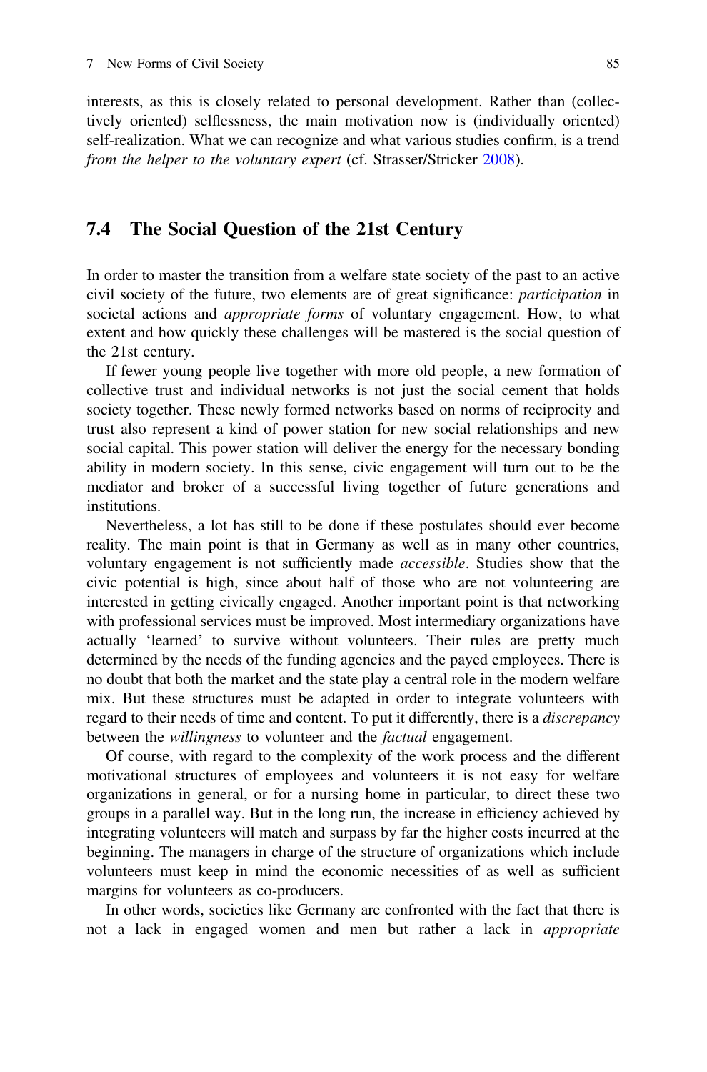interests, as this is closely related to personal development. Rather than (collectively oriented) selflessness, the main motivation now is (individually oriented) self-realization. What we can recognize and what various studies confirm, is a trend *from the helper to the voluntary expert* (cf. Strasser/Stricker 2008).

## 7.4 The Social Question of the 21st Century

In order to master the transition from a welfare state society of the past to an active civil society of the future, two elements are of great significance: *participation* in societal actions and *appropriate forms* of voluntary engagement. How, to what extent and how quickly these challenges will be mastered is the social question of the 21st century.

If fewer young people live together with more old people, a new formation of collective trust and individual networks is not just the social cement that holds society together. These newly formed networks based on norms of reciprocity and trust also represent a kind of power station for new social relationships and new social capital. This power station will deliver the energy for the necessary bonding ability in modern society. In this sense, civic engagement will turn out to be the mediator and broker of a successful living together of future generations and institutions.

Nevertheless, a lot has still to be done if these postulates should ever become reality. The main point is that in Germany as well as in many other countries, voluntary engagement is not sufficiently made *accessible*. Studies show that the civic potential is high, since about half of those who are not volunteering are interested in getting civically engaged. Another important point is that networking with professional services must be improved. Most intermediary organizations have actually 'learned' to survive without volunteers. Their rules are pretty much determined by the needs of the funding agencies and the payed employees. There is no doubt that both the market and the state play a central role in the modern welfare mix. But these structures must be adapted in order to integrate volunteers with regard to their needs of time and content. To put it differently, there is a *discrepancy* between the *willingness* to volunteer and the *factual* engagement.

Of course, with regard to the complexity of the work process and the different motivational structures of employees and volunteers it is not easy for welfare organizations in general, or for a nursing home in particular, to direct these two groups in a parallel way. But in the long run, the increase in efficiency achieved by integrating volunteers will match and surpass by far the higher costs incurred at the beginning. The managers in charge of the structure of organizations which include volunteers must keep in mind the economic necessities of as well as sufficient margins for volunteers as co-producers.

In other words, societies like Germany are confronted with the fact that there is not a lack in engaged women and men but rather a lack in *appropriate*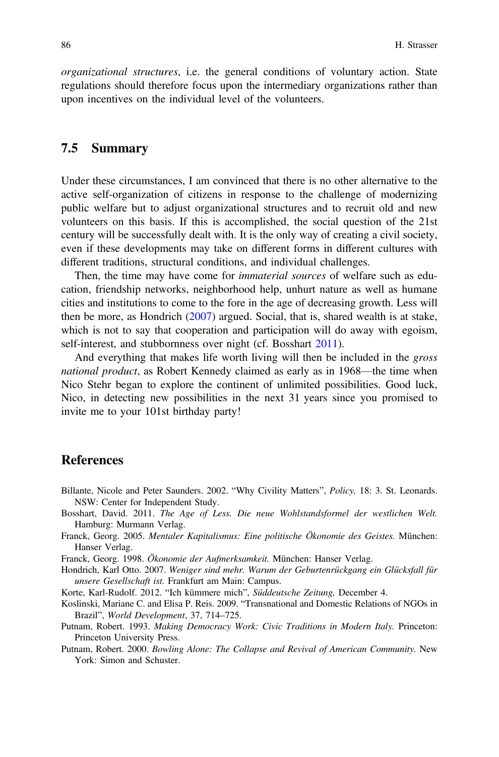*organizational structures*, i.e. the general conditions of voluntary action. State regulations should therefore focus upon the intermediary organizations rather than upon incentives on the individual level of the volunteers.

## 7.5 Summary

Under these circumstances, I am convinced that there is no other alternative to the active self-organization of citizens in response to the challenge of modernizing public welfare but to adjust organizational structures and to recruit old and new volunteers on this basis. If this is accomplished, the social question of the 21st century will be successfully dealt with. It is the only way of creating a civil society, even if these developments may take on different forms in different cultures with different traditions, structural conditions, and individual challenges.

Then, the time may have come for *immaterial sources* of welfare such as education, friendship networks, neighborhood help, unhurt nature as well as humane cities and institutions to come to the fore in the age of decreasing growth. Less will then be more, as Hondrich (2007) argued. Social, that is, shared wealth is at stake, which is not to say that cooperation and participation will do away with egoism, self-interest, and stubbornness over night (cf. Bosshart 2011).

And everything that makes life worth living will then be included in the *gross national product*, as Robert Kennedy claimed as early as in 1968—the time when Nico Stehr began to explore the continent of unlimited possibilities. Good luck, Nico, in detecting new possibilities in the next 31 years since you promised to invite me to your 101st birthday party!

## References

Billante, Nicole and Peter Saunders. 2002. "Why Civility Matters", *Policy,* 18: 3. St. Leonards. NSW: Center for Independent Study.

Bosshart, David. 2011. *The Age of Less. Die neue Wohlstandsformel der westlichen Welt.* Hamburg: Murmann Verlag.

Franck, Georg. 2005. *Mentaler Kapitalismus: Eine politische Ökonomie des Geistes.* München: Hanser Verlag.

Franck, Georg. 1998. *Ökonomie der Aufmerksamkeit.* München: Hanser Verlag.

Hondrich, Karl Otto. 2007. *Weniger sind mehr. Warum der Geburtenrückgang ein Glücksfall für unsere Gesellschaft ist.* Frankfurt am Main: Campus.

Korte, Karl-Rudolf. 2012. "Ich kümmere mich", *Süddeutsche Zeitung,* December 4.

Koslinski, Mariane C. and Elisa P. Reis. 2009. "Transnational and Domestic Relations of NGOs in Brazil", *World Development*, 37, 714–725.

Putnam, Robert. 1993. *Making Democracy Work: Civic Traditions in Modern Italy.* Princeton: Princeton University Press.

Putnam, Robert. 2000. *Bowling Alone: The Collapse and Revival of American Community.* New York: Simon and Schuster.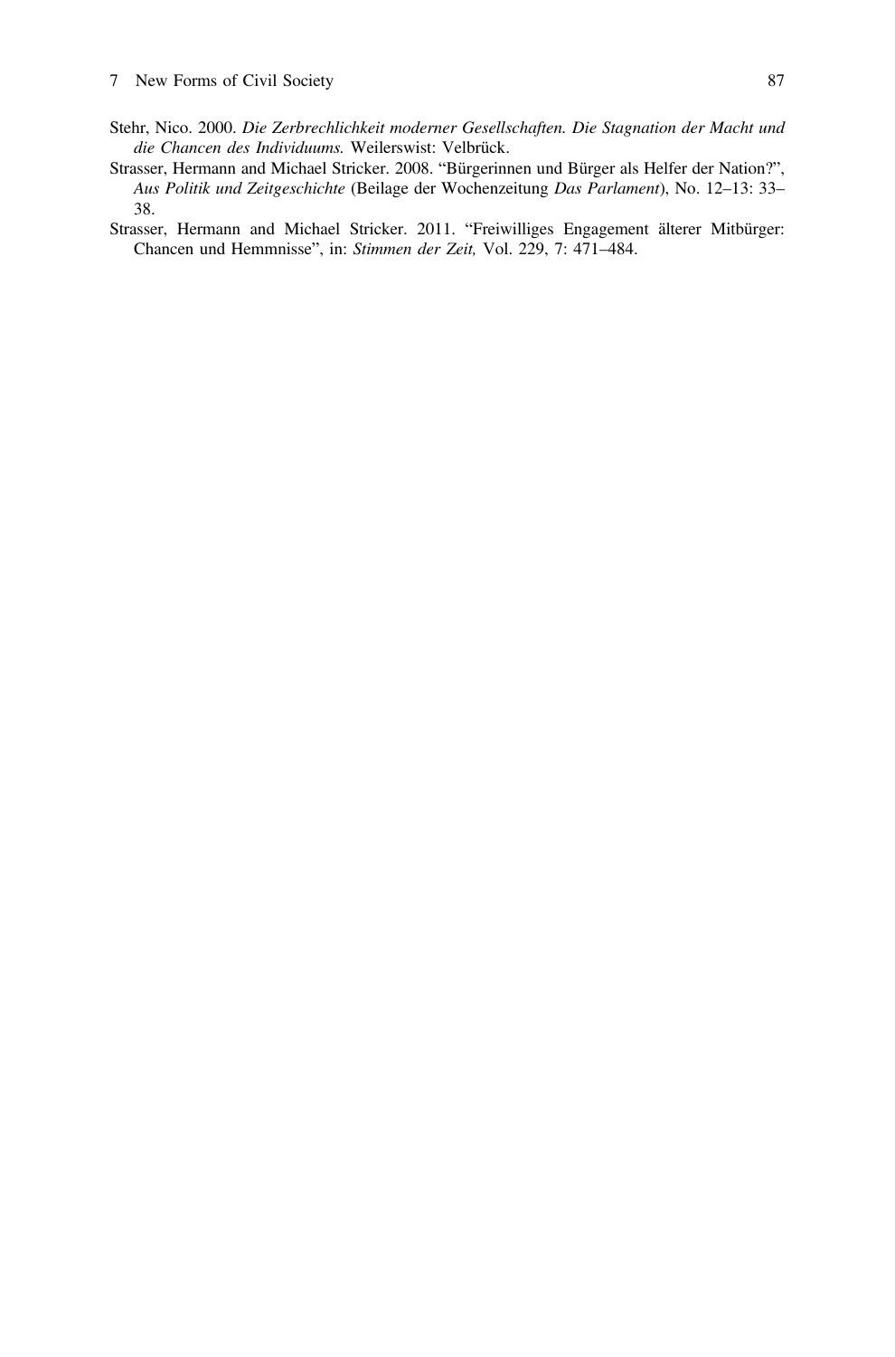Stehr, Nico. 2000. *Die Zerbrechlichkeit moderner Gesellschaften. Die Stagnation der Macht und die Chancen des Individuums.* Weilerswist: Velbrück.

Strasser, Hermann and Michael Stricker. 2008. "Bürgerinnen und Bürger als Helfer der Nation?", *Aus Politik und Zeitgeschichte* (Beilage der Wochenzeitung *Das Parlament*), No. 12–13: 33–38.

Strasser, Hermann and Michael Stricker. 2011. "Freiwilliges Engagement älterer Mitbürger: Chancen und Hemmnisse", in: *Stimmen der Zeit,* Vol. 229, 7: 471–484.